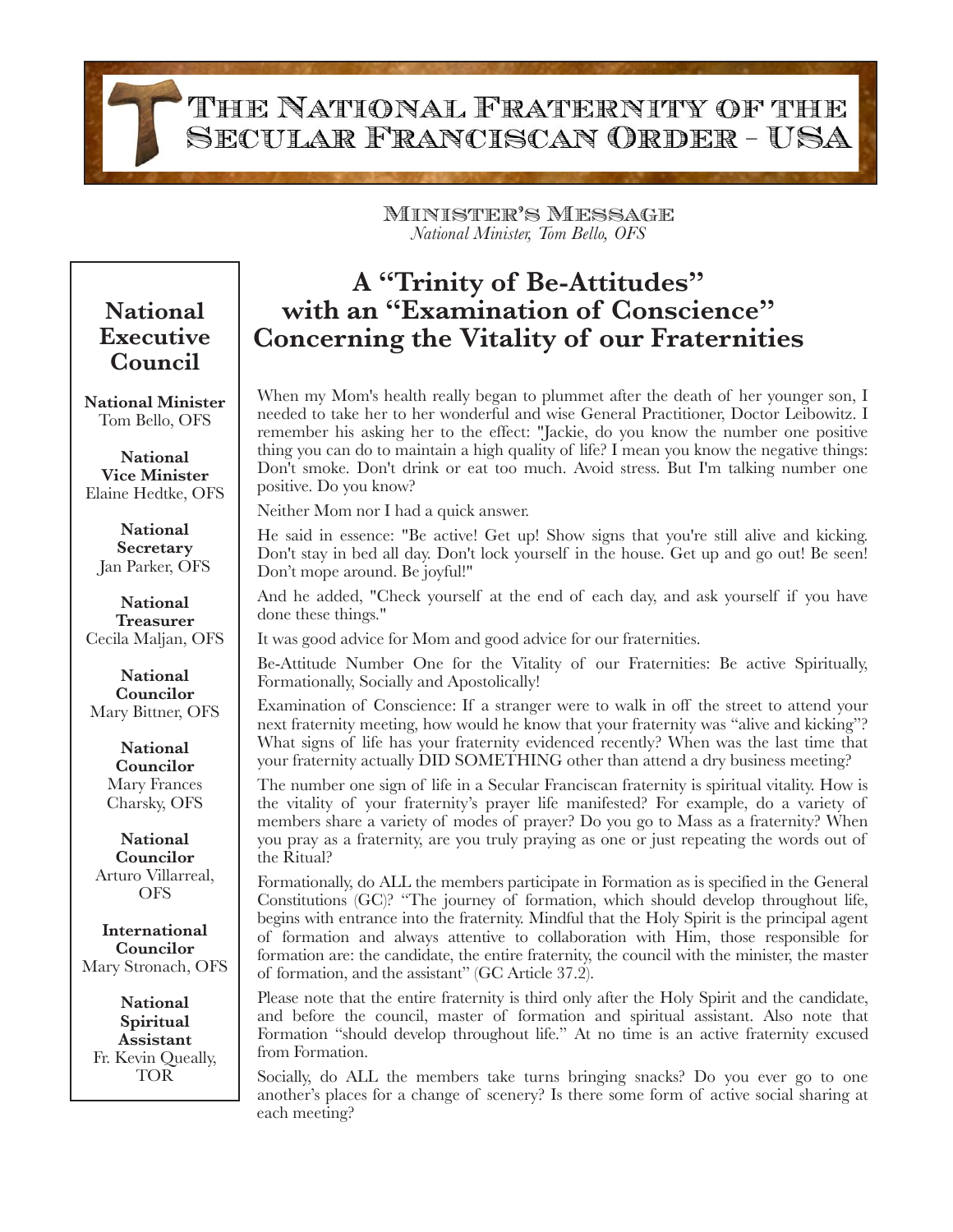# The National Fraternity of the Secular Franciscan Order - USA

## Minister's Message

*National Minister, Tom Bello, OFS*

## National Executive Council

**National Minister**
Tom Bello, OFS

**National Vice Minister**
Elaine Hedtke, OFS

**National Secretary**
Jan Parker, OFS

**National Treasurer**
Cecila Maljan, OFS

**National Councilor**
Mary Bittner, OFS

**National Councilor**
Mary Frances Charsky, OFS

**National Councilor**
Arturo Villarreal, OFS

**International Councilor**
Mary Stronach, OFS

**National Spiritual Assistant**
Fr. Kevin Queally, TOR

# A "Trinity of Be-Attitudes" with an "Examination of Conscience" Concerning the Vitality of our Fraternities

When my Mom's health really began to plummet after the death of her younger son, I needed to take her to her wonderful and wise General Practitioner, Doctor Leibowitz. I remember his asking her to the effect: "Jackie, do you know the number one positive thing you can do to maintain a high quality of life? I mean you know the negative things: Don't smoke. Don't drink or eat too much. Avoid stress. But I'm talking number one positive. Do you know?

Neither Mom nor I had a quick answer.

He said in essence: "Be active! Get up! Show signs that you're still alive and kicking. Don't stay in bed all day. Don't lock yourself in the house. Get up and go out! Be seen! Don't mope around. Be joyful!"

And he added, "Check yourself at the end of each day, and ask yourself if you have done these things."

It was good advice for Mom and good advice for our fraternities.

Be-Attitude Number One for the Vitality of our Fraternities: Be active Spiritually, Formationally, Socially and Apostolically!

Examination of Conscience: If a stranger were to walk in off the street to attend your next fraternity meeting, how would he know that your fraternity was "alive and kicking"? What signs of life has your fraternity evidenced recently? When was the last time that your fraternity actually DID SOMETHING other than attend a dry business meeting?

The number one sign of life in a Secular Franciscan fraternity is spiritual vitality. How is the vitality of your fraternity's prayer life manifested? For example, do a variety of members share a variety of modes of prayer? Do you go to Mass as a fraternity? When you pray as a fraternity, are you truly praying as one or just repeating the words out of the Ritual?

Formationally, do ALL the members participate in Formation as is specified in the General Constitutions (GC)? "The journey of formation, which should develop throughout life, begins with entrance into the fraternity. Mindful that the Holy Spirit is the principal agent of formation and always attentive to collaboration with Him, those responsible for formation are: the candidate, the entire fraternity, the council with the minister, the master of formation, and the assistant" (GC Article 37.2).

Please note that the entire fraternity is third only after the Holy Spirit and the candidate, and before the council, master of formation and spiritual assistant. Also note that Formation "should develop throughout life." At no time is an active fraternity excused from Formation.

Socially, do ALL the members take turns bringing snacks? Do you ever go to one another's places for a change of scenery? Is there some form of active social sharing at each meeting?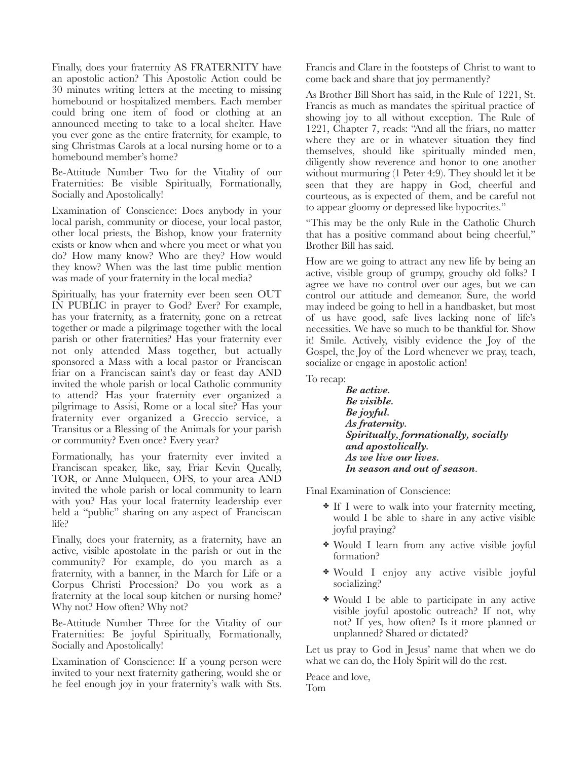Finally, does your fraternity AS FRATERNITY have an apostolic action? This Apostolic Action could be 30 minutes writing letters at the meeting to missing homebound or hospitalized members. Each member could bring one item of food or clothing at an announced meeting to take to a local shelter. Have you ever gone as the entire fraternity, for example, to sing Christmas Carols at a local nursing home or to a homebound member's home?

Be-Attitude Number Two for the Vitality of our Fraternities: Be visible Spiritually, Formationally, Socially and Apostolically!

Examination of Conscience: Does anybody in your local parish, community or diocese, your local pastor, other local priests, the Bishop, know your fraternity exists or know when and where you meet or what you do? How many know? Who are they? How would they know? When was the last time public mention was made of your fraternity in the local media?

Spiritually, has your fraternity ever been seen OUT IN PUBLIC in prayer to God? Ever? For example, has your fraternity, as a fraternity, gone on a retreat together or made a pilgrimage together with the local parish or other fraternities? Has your fraternity ever not only attended Mass together, but actually sponsored a Mass with a local pastor or Franciscan friar on a Franciscan saint's day or feast day AND invited the whole parish or local Catholic community to attend? Has your fraternity ever organized a pilgrimage to Assisi, Rome or a local site? Has your fraternity ever organized a Greccio service, a Transitus or a Blessing of the Animals for your parish or community? Even once? Every year?

Formationally, has your fraternity ever invited a Franciscan speaker, like, say, Friar Kevin Queally, TOR, or Anne Mulqueen, OFS, to your area AND invited the whole parish or local community to learn with you? Has your local fraternity leadership ever held a "public" sharing on any aspect of Franciscan life?

Finally, does your fraternity, as a fraternity, have an active, visible apostolate in the parish or out in the community? For example, do you march as a fraternity, with a banner, in the March for Life or a Corpus Christi Procession? Do you work as a fraternity at the local soup kitchen or nursing home? Why not? How often? Why not?

Be-Attitude Number Three for the Vitality of our Fraternities: Be joyful Spiritually, Formationally, Socially and Apostolically!

Examination of Conscience: If a young person were invited to your next fraternity gathering, would she or he feel enough joy in your fraternity's walk with Sts. Francis and Clare in the footsteps of Christ to want to come back and share that joy permanently?

As Brother Bill Short has said, in the Rule of 1221, St. Francis as much as mandates the spiritual practice of showing joy to all without exception. The Rule of 1221, Chapter 7, reads: "And all the friars, no matter where they are or in whatever situation they find themselves, should like spiritually minded men, diligently show reverence and honor to one another without murmuring (1 Peter 4:9). They should let it be seen that they are happy in God, cheerful and courteous, as is expected of them, and be careful not to appear gloomy or depressed like hypocrites."

"This may be the only Rule in the Catholic Church that has a positive command about being cheerful," Brother Bill has said.

How are we going to attract any new life by being an active, visible group of grumpy, grouchy old folks? I agree we have no control over our ages, but we can control our attitude and demeanor. Sure, the world may indeed be going to hell in a handbasket, but most of us have good, safe lives lacking none of life's necessities. We have so much to be thankful for. Show it! Smile. Actively, visibly evidence the Joy of the Gospel, the Joy of the Lord whenever we pray, teach, socialize or engage in apostolic action!

To recap:

***Be active.***
***Be visible.***
***Be joyful.***
***As fraternity.***
***Spiritually, formationally, socially and apostolically.***
***As we live our lives.***
***In season and out of season***.

Final Examination of Conscience:

- If I were to walk into your fraternity meeting, would I be able to share in any active visible joyful praying?
- Would I learn from any active visible joyful formation?
- Would I enjoy any active visible joyful socializing?
- Would I be able to participate in any active visible joyful apostolic outreach? If not, why not? If yes, how often? Is it more planned or unplanned? Shared or dictated?

Let us pray to God in Jesus' name that when we do what we can do, the Holy Spirit will do the rest.

Peace and love,
Tom